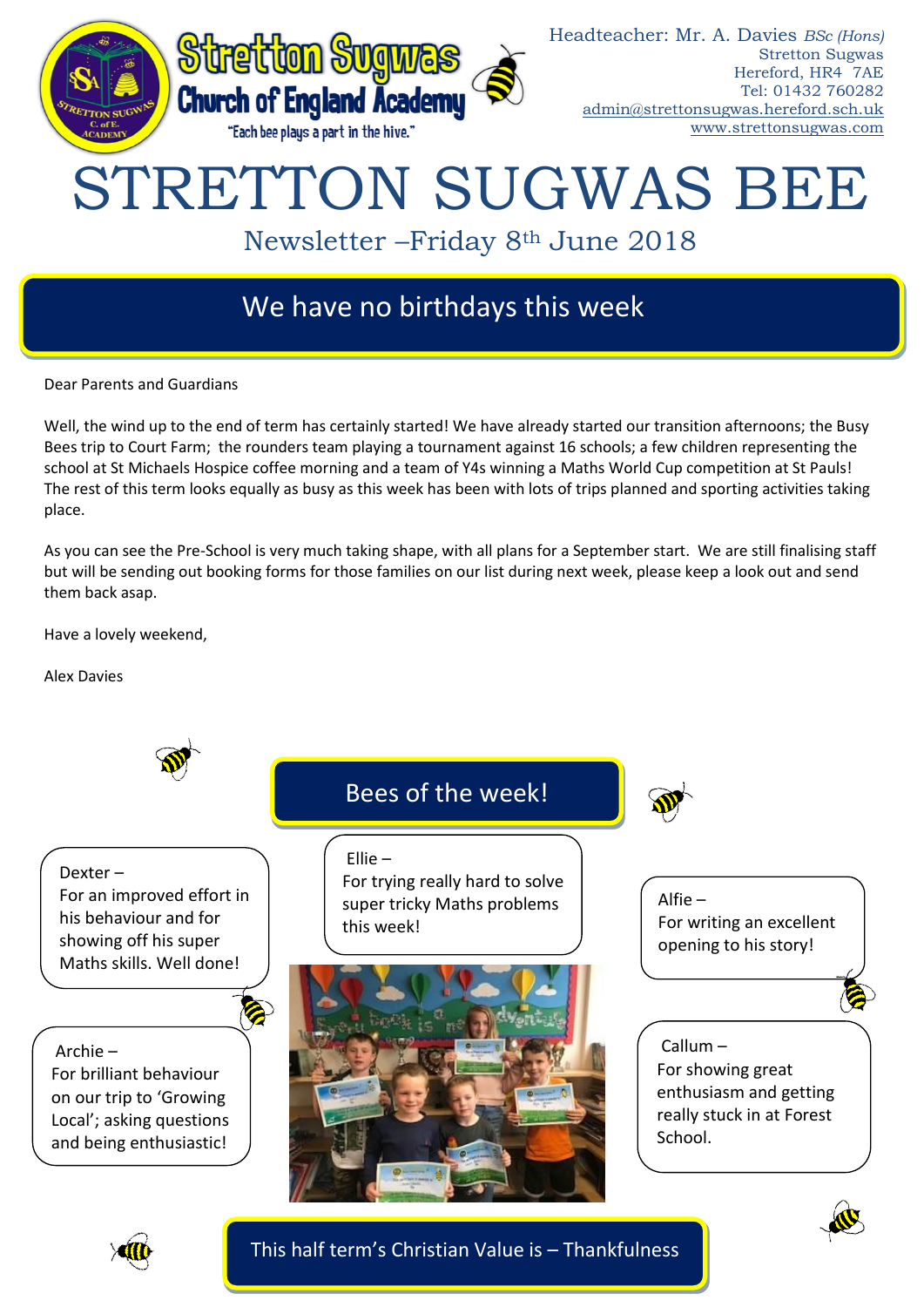Headteacher: Mr. A. Davies *BSc (Hons)*
Stretton Sugwas
Hereford, HR4 7AE
Tel: 01432 760282
admin@strettonsugwas.hereford.sch.uk
www.strettonsugwas.com

**Stretton Sugwas Church of England Academy**
"Each bee plays a part in the hive."

# STRETTON SUGWAS BEE

## Newsletter –Friday 8th June 2018

## We have no birthdays this week

Dear Parents and Guardians

Well, the wind up to the end of term has certainly started! We have already started our transition afternoons; the Busy Bees trip to Court Farm; the rounders team playing a tournament against 16 schools; a few children representing the school at St Michaels Hospice coffee morning and a team of Y4s winning a Maths World Cup competition at St Pauls! The rest of this term looks equally as busy as this week has been with lots of trips planned and sporting activities taking place.

As you can see the Pre-School is very much taking shape, with all plans for a September start. We are still finalising staff but will be sending out booking forms for those families on our list during next week, please keep a look out and send them back asap.

Have a lovely weekend,

Alex Davies

## Bees of the week!

Dexter –
For an improved effort in his behaviour and for showing off his super Maths skills. Well done!

Ellie –
For trying really hard to solve super tricky Maths problems this week!

Alfie –
For writing an excellent opening to his story!

Archie –
For brilliant behaviour on our trip to 'Growing Local'; asking questions and being enthusiastic!

Callum –
For showing great enthusiasm and getting really stuck in at Forest School.

## This half term's Christian Value is – Thankfulness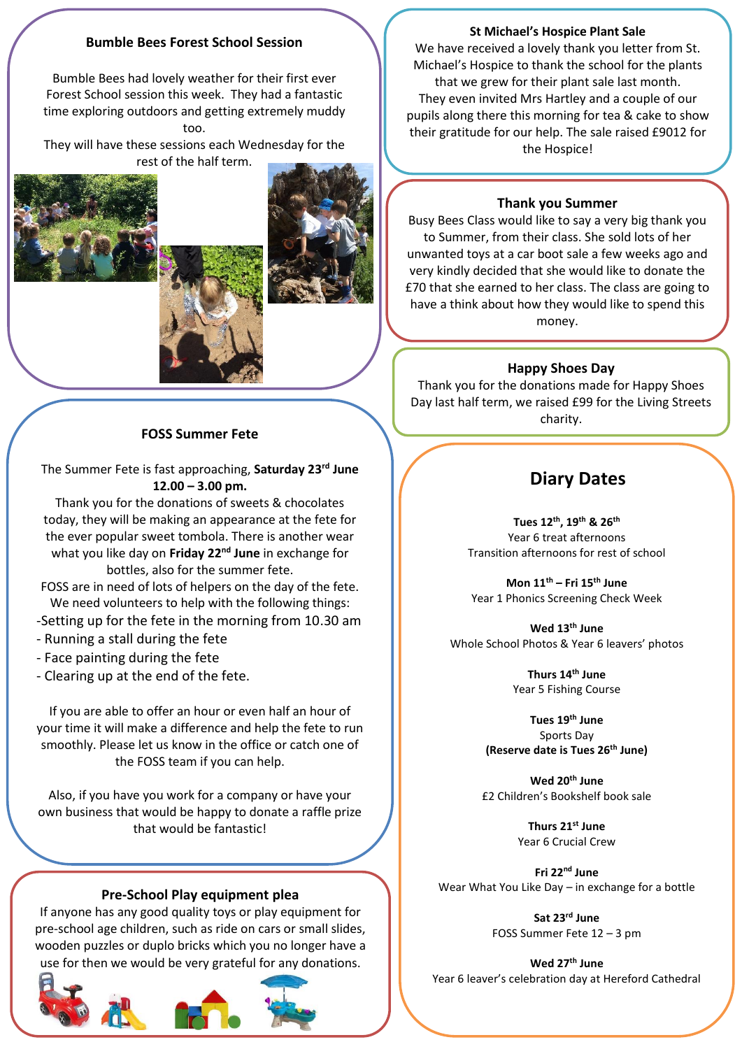## Bumble Bees Forest School Session

Bumble Bees had lovely weather for their first ever Forest School session this week. They had a fantastic time exploring outdoors and getting extremely muddy too.

They will have these sessions each Wednesday for the rest of the half term.

## FOSS Summer Fete

The Summer Fete is fast approaching, **Saturday 23rd June 12.00 – 3.00 pm.**

Thank you for the donations of sweets & chocolates today, they will be making an appearance at the fete for the ever popular sweet tombola. There is another wear what you like day on **Friday 22nd June** in exchange for bottles, also for the summer fete.

FOSS are in need of lots of helpers on the day of the fete. We need volunteers to help with the following things:

- Setting up for the fete in the morning from 10.30 am
- Running a stall during the fete
- Face painting during the fete
- Clearing up at the end of the fete.

If you are able to offer an hour or even half an hour of your time it will make a difference and help the fete to run smoothly. Please let us know in the office or catch one of the FOSS team if you can help.

Also, if you have you work for a company or have your own business that would be happy to donate a raffle prize that would be fantastic!

## Pre-School Play equipment plea

If anyone has any good quality toys or play equipment for pre-school age children, such as ride on cars or small slides, wooden puzzles or duplo bricks which you no longer have a use for then we would be very grateful for any donations.

## St Michael's Hospice Plant Sale

We have received a lovely thank you letter from St. Michael's Hospice to thank the school for the plants that we grew for their plant sale last month. They even invited Mrs Hartley and a couple of our pupils along there this morning for tea & cake to show their gratitude for our help. The sale raised £9012 for the Hospice!

## Thank you Summer

Busy Bees Class would like to say a very big thank you to Summer, from their class. She sold lots of her unwanted toys at a car boot sale a few weeks ago and very kindly decided that she would like to donate the £70 that she earned to her class. The class are going to have a think about how they would like to spend this money.

## Happy Shoes Day

Thank you for the donations made for Happy Shoes Day last half term, we raised £99 for the Living Streets charity.

## Diary Dates

**Tues 12th, 19th & 26th**
Year 6 treat afternoons
Transition afternoons for rest of school

**Mon 11th – Fri 15th June**
Year 1 Phonics Screening Check Week

**Wed 13th June**
Whole School Photos & Year 6 leavers' photos

**Thurs 14th June**
Year 5 Fishing Course

**Tues 19th June**
Sports Day
**(Reserve date is Tues 26th June)**

**Wed 20th June**
£2 Children's Bookshelf book sale

**Thurs 21st June**
Year 6 Crucial Crew

**Fri 22nd June**
Wear What You Like Day – in exchange for a bottle

**Sat 23rd June**
FOSS Summer Fete 12 – 3 pm

**Wed 27th June**
Year 6 leaver's celebration day at Hereford Cathedral